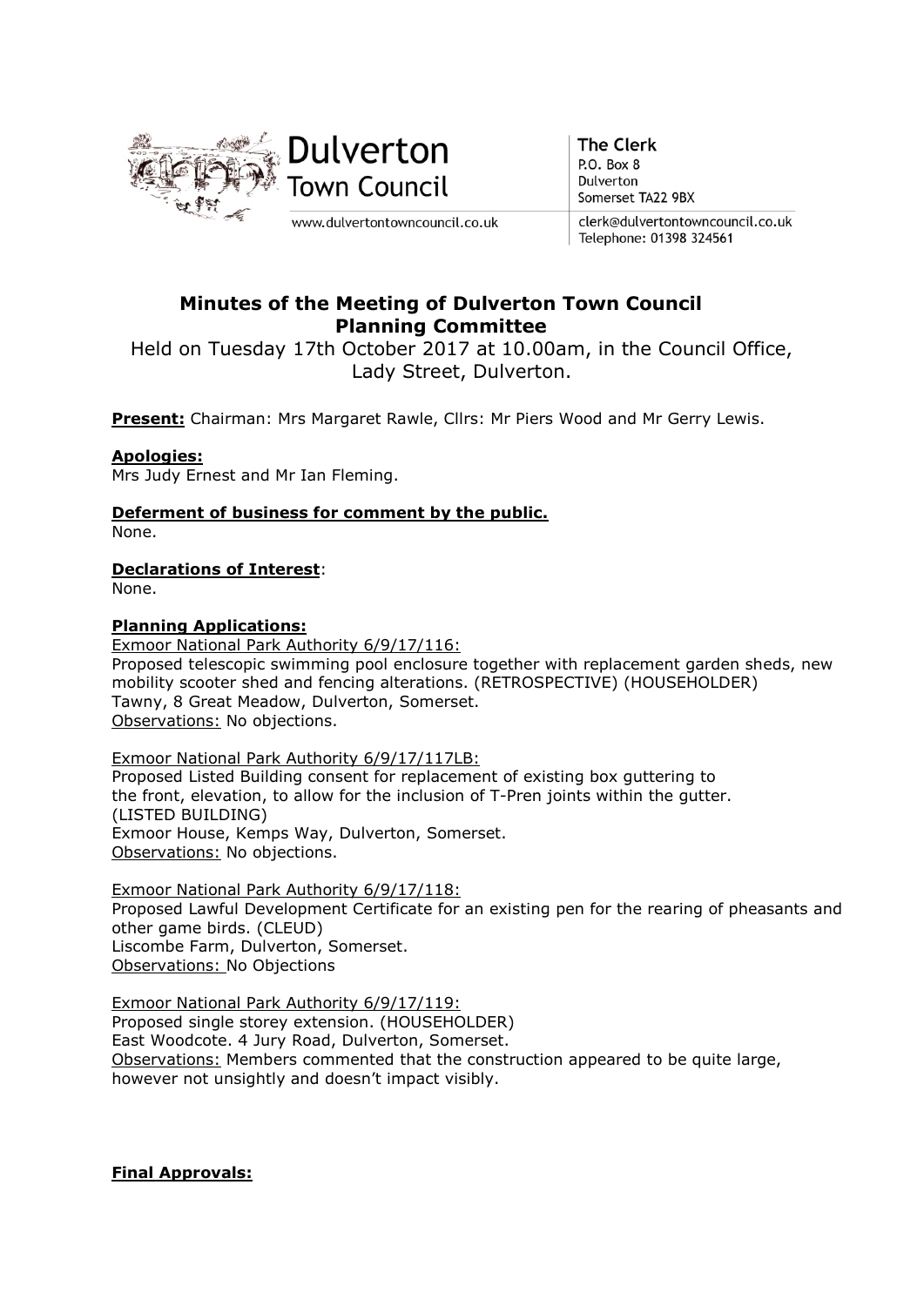Dulverton Town Council

www.dulvertontowncouncil.co.uk

**The Clerk**
P.O. Box 8
Dulverton
Somerset TA22 9BX

clerk@dulvertontowncouncil.co.uk
Telephone: 01398 324561

# Minutes of the Meeting of Dulverton Town Council Planning Committee

Held on Tuesday 17th October 2017 at 10.00am, in the Council Office, Lady Street, Dulverton.

**Present:** Chairman: Mrs Margaret Rawle, Cllrs: Mr Piers Wood and Mr Gerry Lewis.

**Apologies:**
Mrs Judy Ernest and Mr Ian Fleming.

**Deferment of business for comment by the public.**
None.

**Declarations of Interest**:
None.

**Planning Applications:**

Exmoor National Park Authority 6/9/17/116:
Proposed telescopic swimming pool enclosure together with replacement garden sheds, new mobility scooter shed and fencing alterations. (RETROSPECTIVE) (HOUSEHOLDER)
Tawny, 8 Great Meadow, Dulverton, Somerset.
Observations: No objections.

Exmoor National Park Authority 6/9/17/117LB:
Proposed Listed Building consent for replacement of existing box guttering to the front, elevation, to allow for the inclusion of T-Pren joints within the gutter. (LISTED BUILDING)
Exmoor House, Kemps Way, Dulverton, Somerset.
Observations: No objections.

Exmoor National Park Authority 6/9/17/118:
Proposed Lawful Development Certificate for an existing pen for the rearing of pheasants and other game birds. (CLEUD)
Liscombe Farm, Dulverton, Somerset.
Observations: No Objections

Exmoor National Park Authority 6/9/17/119:
Proposed single storey extension. (HOUSEHOLDER)
East Woodcote. 4 Jury Road, Dulverton, Somerset.
Observations: Members commented that the construction appeared to be quite large, however not unsightly and doesn't impact visibly.

**Final Approvals:**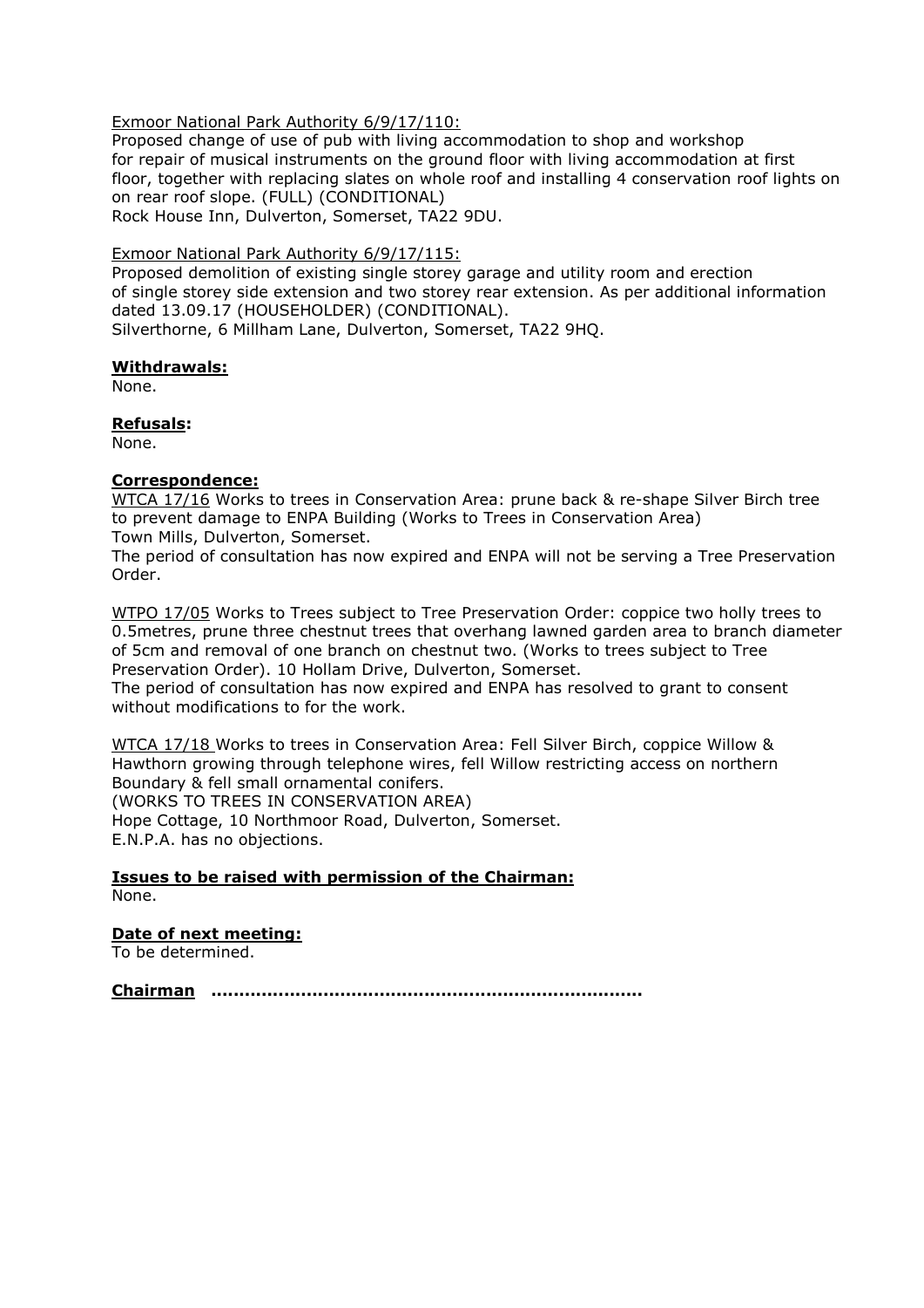Exmoor National Park Authority 6/9/17/110:
Proposed change of use of pub with living accommodation to shop and workshop for repair of musical instruments on the ground floor with living accommodation at first floor, together with replacing slates on whole roof and installing 4 conservation roof lights on on rear roof slope. (FULL) (CONDITIONAL)
Rock House Inn, Dulverton, Somerset, TA22 9DU.

Exmoor National Park Authority 6/9/17/115:
Proposed demolition of existing single storey garage and utility room and erection of single storey side extension and two storey rear extension. As per additional information dated 13.09.17 (HOUSEHOLDER) (CONDITIONAL).
Silverthorne, 6 Millham Lane, Dulverton, Somerset, TA22 9HQ.

**Withdrawals:**
None.

**Refusals:**
None.

**Correspondence:**
WTCA 17/16 Works to trees in Conservation Area: prune back & re-shape Silver Birch tree to prevent damage to ENPA Building (Works to Trees in Conservation Area)
Town Mills, Dulverton, Somerset.
The period of consultation has now expired and ENPA will not be serving a Tree Preservation Order.

WTPO 17/05 Works to Trees subject to Tree Preservation Order: coppice two holly trees to 0.5metres, prune three chestnut trees that overhang lawned garden area to branch diameter of 5cm and removal of one branch on chestnut two. (Works to trees subject to Tree Preservation Order). 10 Hollam Drive, Dulverton, Somerset.
The period of consultation has now expired and ENPA has resolved to grant to consent without modifications to for the work.

WTCA 17/18 Works to trees in Conservation Area: Fell Silver Birch, coppice Willow & Hawthorn growing through telephone wires, fell Willow restricting access on northern Boundary & fell small ornamental conifers.
(WORKS TO TREES IN CONSERVATION AREA)
Hope Cottage, 10 Northmoor Road, Dulverton, Somerset.
E.N.P.A. has no objections.

**Issues to be raised with permission of the Chairman:**
None.

**Date of next meeting:**
To be determined.

**Chairman** ..........................................................................